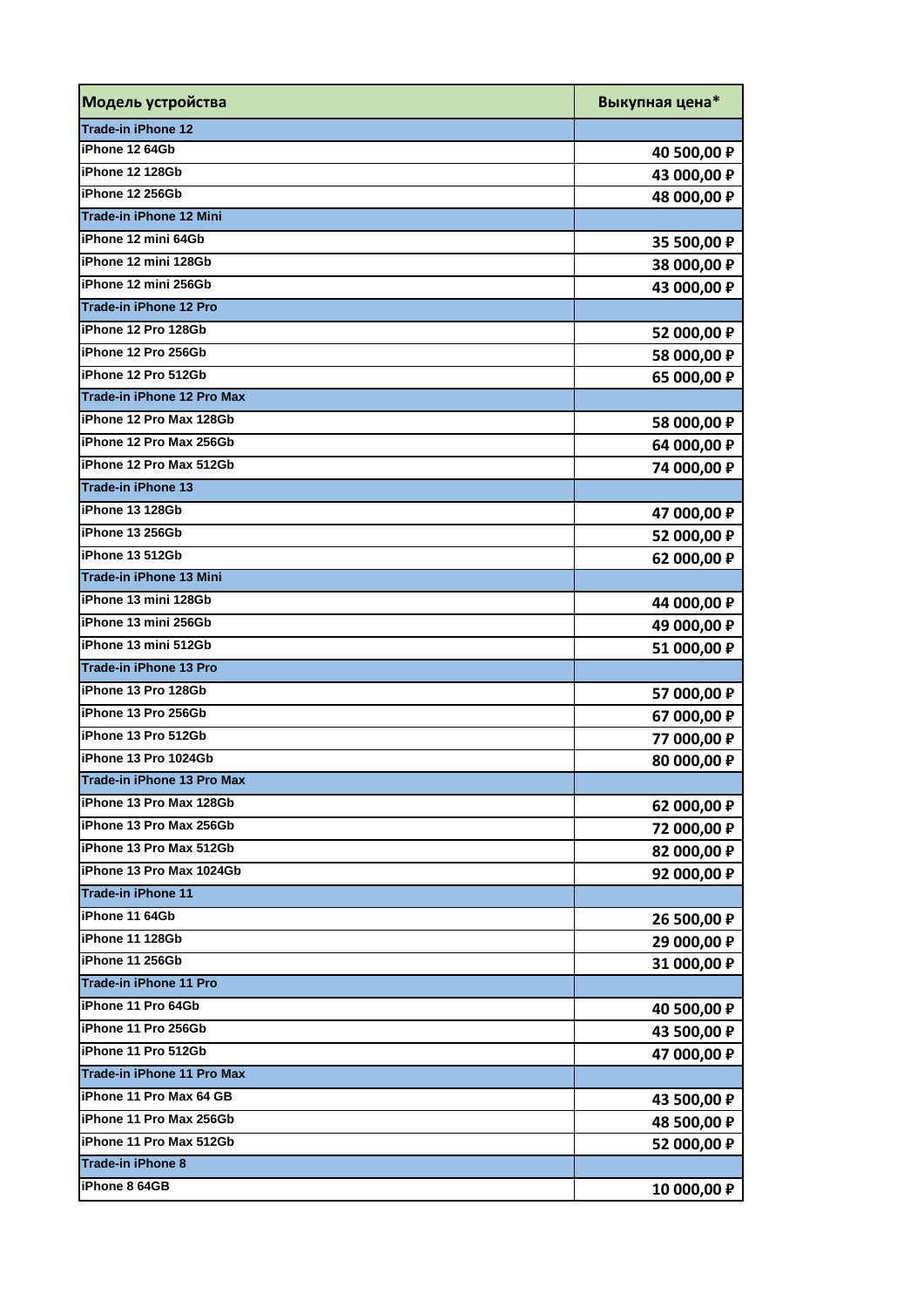| Модель устройства | Выкупная цена* |
|---|---|
| **Trade-in iPhone 12** | |
| iPhone 12 64Gb | 40 500,00 ₽ |
| iPhone 12 128Gb | 43 000,00 ₽ |
| iPhone 12 256Gb | 48 000,00 ₽ |
| **Trade-in iPhone 12 Mini** | |
| iPhone 12 mini 64Gb | 35 500,00 ₽ |
| iPhone 12 mini 128Gb | 38 000,00 ₽ |
| iPhone 12 mini 256Gb | 43 000,00 ₽ |
| **Trade-in iPhone 12 Pro** | |
| iPhone 12 Pro 128Gb | 52 000,00 ₽ |
| iPhone 12 Pro 256Gb | 58 000,00 ₽ |
| iPhone 12 Pro 512Gb | 65 000,00 ₽ |
| **Trade-in iPhone 12 Pro Max** | |
| iPhone 12 Pro Max 128Gb | 58 000,00 ₽ |
| iPhone 12 Pro Max 256Gb | 64 000,00 ₽ |
| iPhone 12 Pro Max 512Gb | 74 000,00 ₽ |
| **Trade-in iPhone 13** | |
| iPhone 13 128Gb | 47 000,00 ₽ |
| iPhone 13 256Gb | 52 000,00 ₽ |
| iPhone 13 512Gb | 62 000,00 ₽ |
| **Trade-in iPhone 13 Mini** | |
| iPhone 13 mini 128Gb | 44 000,00 ₽ |
| iPhone 13 mini 256Gb | 49 000,00 ₽ |
| iPhone 13 mini 512Gb | 51 000,00 ₽ |
| **Trade-in iPhone 13 Pro** | |
| iPhone 13 Pro 128Gb | 57 000,00 ₽ |
| iPhone 13 Pro 256Gb | 67 000,00 ₽ |
| iPhone 13 Pro 512Gb | 77 000,00 ₽ |
| iPhone 13 Pro 1024Gb | 80 000,00 ₽ |
| **Trade-in iPhone 13 Pro Max** | |
| iPhone 13 Pro Max 128Gb | 62 000,00 ₽ |
| iPhone 13 Pro Max 256Gb | 72 000,00 ₽ |
| iPhone 13 Pro Max 512Gb | 82 000,00 ₽ |
| iPhone 13 Pro Max 1024Gb | 92 000,00 ₽ |
| **Trade-in iPhone 11** | |
| iPhone 11 64Gb | 26 500,00 ₽ |
| iPhone 11 128Gb | 29 000,00 ₽ |
| iPhone 11 256Gb | 31 000,00 ₽ |
| **Trade-in iPhone 11 Pro** | |
| iPhone 11 Pro 64Gb | 40 500,00 ₽ |
| iPhone 11 Pro 256Gb | 43 500,00 ₽ |
| iPhone 11 Pro 512Gb | 47 000,00 ₽ |
| **Trade-in iPhone 11 Pro Max** | |
| iPhone 11 Pro Max 64 GB | 43 500,00 ₽ |
| iPhone 11 Pro Max 256Gb | 48 500,00 ₽ |
| iPhone 11 Pro Max 512Gb | 52 000,00 ₽ |
| **Trade-in iPhone 8** | |
| iPhone 8 64GB | 10 000,00 ₽ |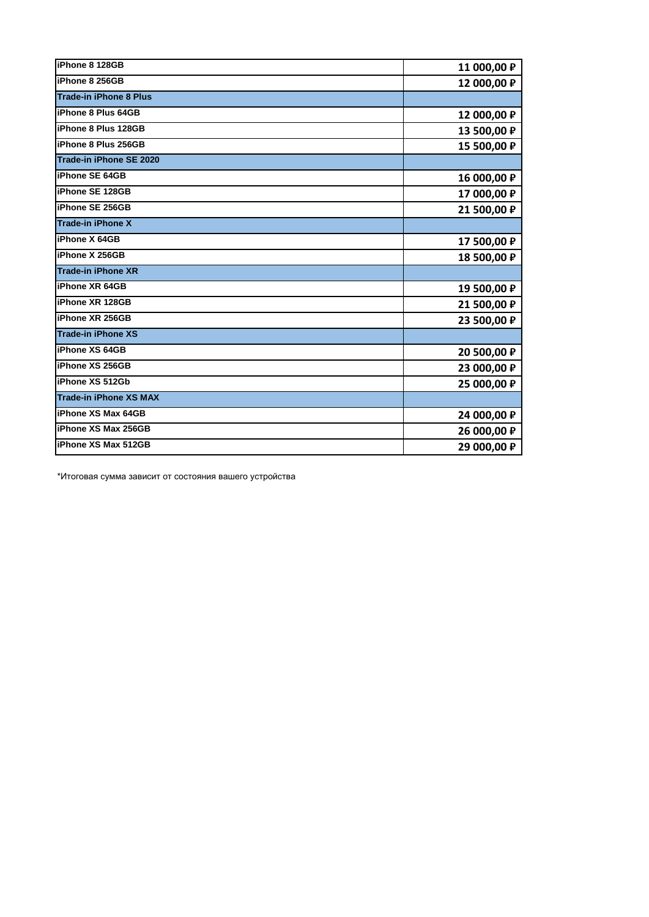| | |
|---|---|
| iPhone 8 128GB | 11 000,00 ₽ |
| iPhone 8 256GB | 12 000,00 ₽ |
| **Trade-in iPhone 8 Plus** | |
| iPhone 8 Plus 64GB | 12 000,00 ₽ |
| iPhone 8 Plus 128GB | 13 500,00 ₽ |
| iPhone 8 Plus 256GB | 15 500,00 ₽ |
| **Trade-in iPhone SE 2020** | |
| iPhone SE 64GB | 16 000,00 ₽ |
| iPhone SE 128GB | 17 000,00 ₽ |
| iPhone SE 256GB | 21 500,00 ₽ |
| **Trade-in iPhone X** | |
| iPhone X 64GB | 17 500,00 ₽ |
| iPhone X 256GB | 18 500,00 ₽ |
| **Trade-in iPhone XR** | |
| iPhone XR 64GB | 19 500,00 ₽ |
| iPhone XR 128GB | 21 500,00 ₽ |
| iPhone XR 256GB | 23 500,00 ₽ |
| **Trade-in iPhone XS** | |
| iPhone XS 64GB | 20 500,00 ₽ |
| iPhone XS 256GB | 23 000,00 ₽ |
| iPhone XS 512Gb | 25 000,00 ₽ |
| **Trade-in iPhone XS MAX** | |
| iPhone XS Max 64GB | 24 000,00 ₽ |
| iPhone XS Max 256GB | 26 000,00 ₽ |
| iPhone XS Max 512GB | 29 000,00 ₽ |

*Итоговая сумма зависит от состояния вашего устройства